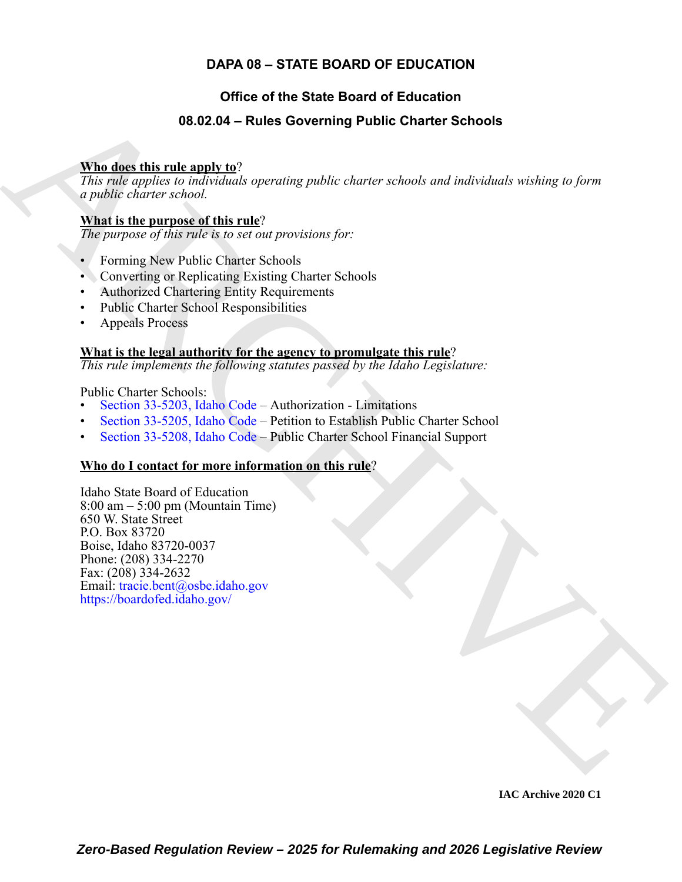# DAPA 08 – STATE BOARD OF EDUCATION

## Office of the State Board of Education

## 08.02.04 – Rules Governing Public Charter Schools

**Who does this rule apply to**?

*This rule applies to individuals operating public charter schools and individuals wishing to form a public charter school.*

**What is the purpose of this rule**?

*The purpose of this rule is to set out provisions for:*

- Forming New Public Charter Schools
- Converting or Replicating Existing Charter Schools
- Authorized Chartering Entity Requirements
- Public Charter School Responsibilities
- Appeals Process

**What is the legal authority for the agency to promulgate this rule**?

*This rule implements the following statutes passed by the Idaho Legislature:*

Public Charter Schools:

- Section 33-5203, Idaho Code – Authorization - Limitations
- Section 33-5205, Idaho Code – Petition to Establish Public Charter School
- Section 33-5208, Idaho Code – Public Charter School Financial Support

**Who do I contact for more information on this rule**?

Idaho State Board of Education
8:00 am – 5:00 pm (Mountain Time)
650 W. State Street
P.O. Box 83720
Boise, Idaho 83720-0037
Phone: (208) 334-2270
Fax: (208) 334-2632
Email: tracie.bent@osbe.idaho.gov
https://boardofed.idaho.gov/

IAC Archive 2020 C1

*Zero-Based Regulation Review – 2025 for Rulemaking and 2026 Legislative Review*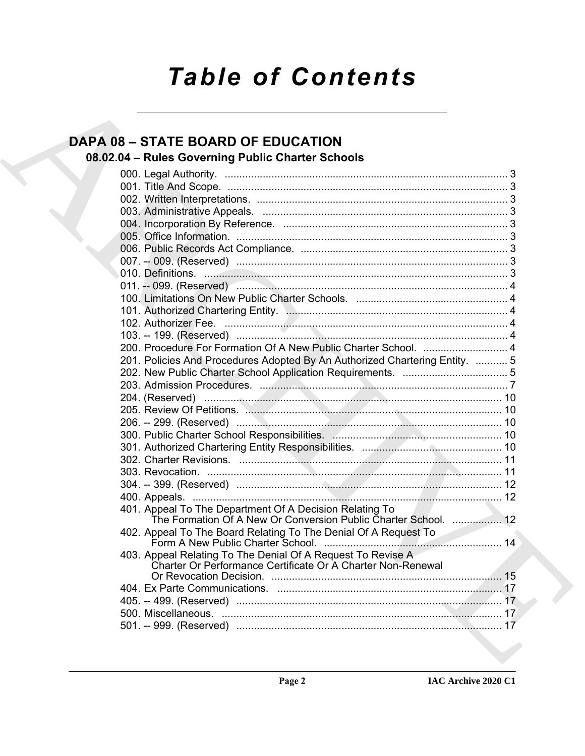# Table of Contents

## DAPA 08 – STATE BOARD OF EDUCATION

### 08.02.04 – Rules Governing Public Charter Schools

000. Legal Authority. ... 3
001. Title And Scope. ... 3
002. Written Interpretations. ... 3
003. Administrative Appeals. ... 3
004. Incorporation By Reference. ... 3
005. Office Information. ... 3
006. Public Records Act Compliance. ... 3
007. -- 009. (Reserved) ... 3
010. Definitions. ... 3
011. -- 099. (Reserved) ... 4
100. Limitations On New Public Charter Schools. ... 4
101. Authorized Chartering Entity. ... 4
102. Authorizer Fee. ... 4
103. -- 199. (Reserved) ... 4
200. Procedure For Formation Of A New Public Charter School. ... 4
201. Policies And Procedures Adopted By An Authorized Chartering Entity. ... 5
202. New Public Charter School Application Requirements. ... 5
203. Admission Procedures. ... 7
204. (Reserved) ... 10
205. Review Of Petitions. ... 10
206. -- 299. (Reserved) ... 10
300. Public Charter School Responsibilities. ... 10
301. Authorized Chartering Entity Responsibilities. ... 10
302. Charter Revisions. ... 11
303. Revocation. ... 11
304. -- 399. (Reserved) ... 12
400. Appeals. ... 12
401. Appeal To The Department Of A Decision Relating To The Formation Of A New Or Conversion Public Charter School. ... 12
402. Appeal To The Board Relating To The Denial Of A Request To Form A New Public Charter School. ... 14
403. Appeal Relating To The Denial Of A Request To Revise A Charter Or Performance Certificate Or A Charter Non-Renewal Or Revocation Decision. ... 15
404. Ex Parte Communications. ... 17
405. -- 499. (Reserved) ... 17
500. Miscellaneous. ... 17
501. -- 999. (Reserved) ... 17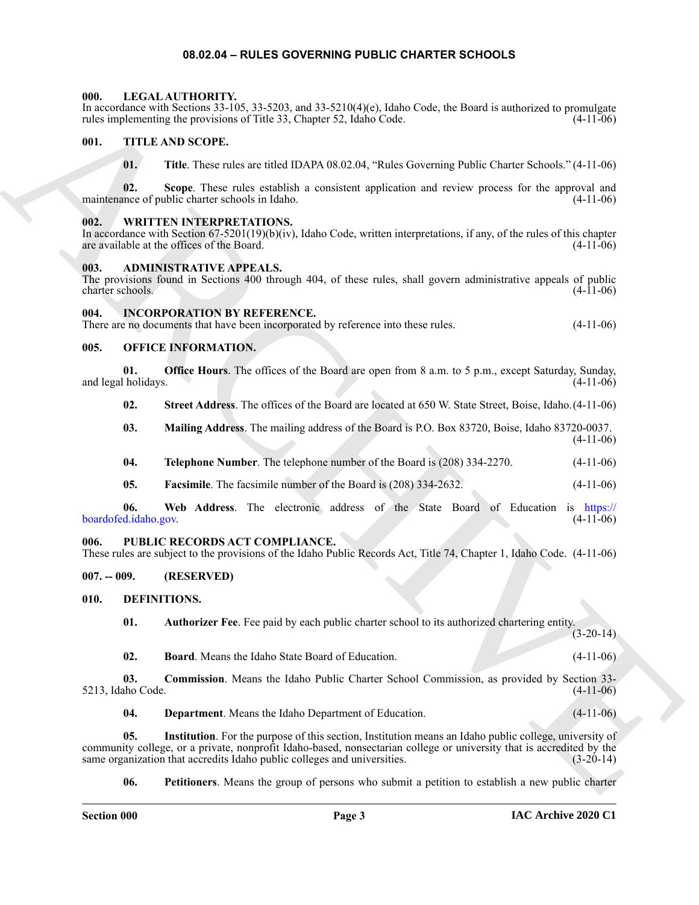## 08.02.04 – RULES GOVERNING PUBLIC CHARTER SCHOOLS

**000. LEGAL AUTHORITY.**
In accordance with Sections 33-105, 33-5203, and 33-5210(4)(e), Idaho Code, the Board is authorized to promulgate rules implementing the provisions of Title 33, Chapter 52, Idaho Code. (4-11-06)

**001. TITLE AND SCOPE.**

**01. Title**. These rules are titled IDAPA 08.02.04, "Rules Governing Public Charter Schools." (4-11-06)

**02. Scope**. These rules establish a consistent application and review process for the approval and maintenance of public charter schools in Idaho. (4-11-06)

**002. WRITTEN INTERPRETATIONS.**
In accordance with Section 67-5201(19)(b)(iv), Idaho Code, written interpretations, if any, of the rules of this chapter are available at the offices of the Board. (4-11-06)

**003. ADMINISTRATIVE APPEALS.**
The provisions found in Sections 400 through 404, of these rules, shall govern administrative appeals of public charter schools. (4-11-06)

**004. INCORPORATION BY REFERENCE.**
There are no documents that have been incorporated by reference into these rules. (4-11-06)

**005. OFFICE INFORMATION.**

**01. Office Hours**. The offices of the Board are open from 8 a.m. to 5 p.m., except Saturday, Sunday, and legal holidays. (4-11-06)

**02. Street Address**. The offices of the Board are located at 650 W. State Street, Boise, Idaho. (4-11-06)

**03. Mailing Address**. The mailing address of the Board is P.O. Box 83720, Boise, Idaho 83720-0037. (4-11-06)

**04. Telephone Number**. The telephone number of the Board is (208) 334-2270. (4-11-06)

**05. Facsimile**. The facsimile number of the Board is (208) 334-2632. (4-11-06)

**06. Web Address**. The electronic address of the State Board of Education is https://boardofed.idaho.gov. (4-11-06)

**006. PUBLIC RECORDS ACT COMPLIANCE.**
These rules are subject to the provisions of the Idaho Public Records Act, Title 74, Chapter 1, Idaho Code. (4-11-06)

**007. -- 009. (RESERVED)**

**010. DEFINITIONS.**

**01. Authorizer Fee**. Fee paid by each public charter school to its authorized chartering entity. (3-20-14)

**02. Board**. Means the Idaho State Board of Education. (4-11-06)

**03. Commission**. Means the Idaho Public Charter School Commission, as provided by Section 33-5213, Idaho Code. (4-11-06)

**04. Department**. Means the Idaho Department of Education. (4-11-06)

**05. Institution**. For the purpose of this section, Institution means an Idaho public college, university of community college, or a private, nonprofit Idaho-based, nonsectarian college or university that is accredited by the same organization that accredits Idaho public colleges and universities. (3-20-14)

**06. Petitioners**. Means the group of persons who submit a petition to establish a new public charter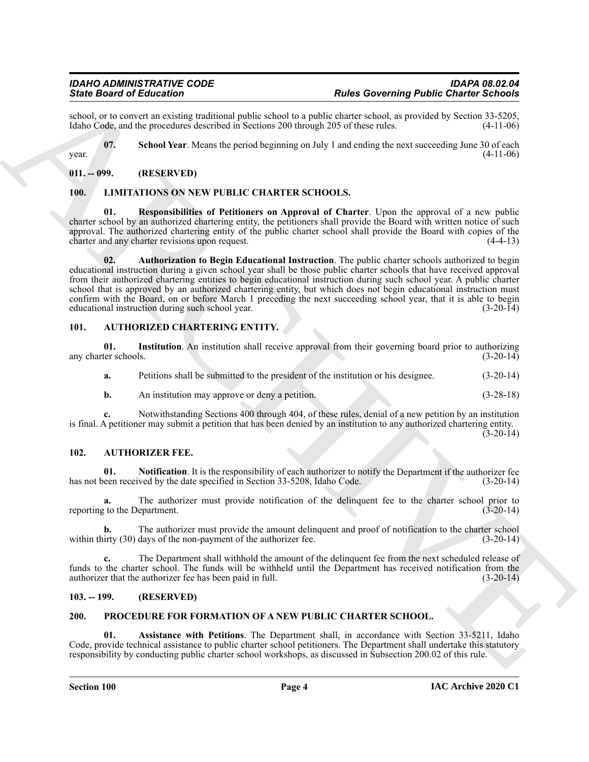school, or to convert an existing traditional public school to a public charter school, as provided by Section 33-5205, Idaho Code, and the procedures described in Sections 200 through 205 of these rules. (4-11-06)

**07. School Year**. Means the period beginning on July 1 and ending the next succeeding June 30 of each year. (4-11-06)

## 011. -- 099. (RESERVED)

## 100. LIMITATIONS ON NEW PUBLIC CHARTER SCHOOLS.

**01. Responsibilities of Petitioners on Approval of Charter**. Upon the approval of a new public charter school by an authorized chartering entity, the petitioners shall provide the Board with written notice of such approval. The authorized chartering entity of the public charter school shall provide the Board with copies of the charter and any charter revisions upon request. (4-4-13)

**02. Authorization to Begin Educational Instruction**. The public charter schools authorized to begin educational instruction during a given school year shall be those public charter schools that have received approval from their authorized chartering entities to begin educational instruction during such school year. A public charter school that is approved by an authorized chartering entity, but which does not begin educational instruction must confirm with the Board, on or before March 1 preceding the next succeeding school year, that it is able to begin educational instruction during such school year. (3-20-14)

## 101. AUTHORIZED CHARTERING ENTITY.

**01. Institution**. An institution shall receive approval from their governing board prior to authorizing any charter schools. (3-20-14)

**a.** Petitions shall be submitted to the president of the institution or his designee. (3-20-14)

**b.** An institution may approve or deny a petition. (3-28-18)

**c.** Notwithstanding Sections 400 through 404, of these rules, denial of a new petition by an institution is final. A petitioner may submit a petition that has been denied by an institution to any authorized chartering entity. (3-20-14)

## 102. AUTHORIZER FEE.

**01. Notification**. It is the responsibility of each authorizer to notify the Department if the authorizer fee has not been received by the date specified in Section 33-5208, Idaho Code. (3-20-14)

**a.** The authorizer must provide notification of the delinquent fee to the charter school prior to reporting to the Department. (3-20-14)

**b.** The authorizer must provide the amount delinquent and proof of notification to the charter school within thirty (30) days of the non-payment of the authorizer fee. (3-20-14)

**c.** The Department shall withhold the amount of the delinquent fee from the next scheduled release of funds to the charter school. The funds will be withheld until the Department has received notification from the authorizer that the authorizer fee has been paid in full. (3-20-14)

## 103. -- 199. (RESERVED)

## 200. PROCEDURE FOR FORMATION OF A NEW PUBLIC CHARTER SCHOOL.

**01. Assistance with Petitions**. The Department shall, in accordance with Section 33-5211, Idaho Code, provide technical assistance to public charter school petitioners. The Department shall undertake this statutory responsibility by conducting public charter school workshops, as discussed in Subsection 200.02 of this rule.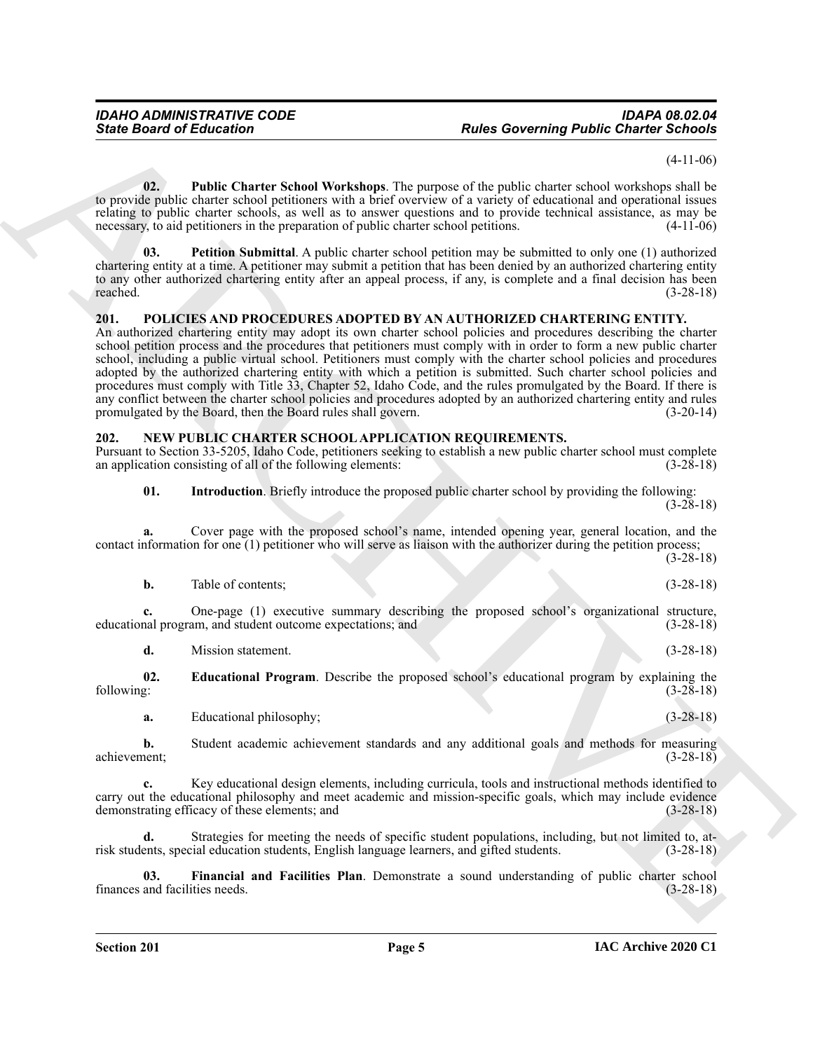(4-11-06)

**02. Public Charter School Workshops**. The purpose of the public charter school workshops shall be to provide public charter school petitioners with a brief overview of a variety of educational and operational issues relating to public charter schools, as well as to answer questions and to provide technical assistance, as may be necessary, to aid petitioners in the preparation of public charter school petitions. (4-11-06)

**03. Petition Submittal**. A public charter school petition may be submitted to only one (1) authorized chartering entity at a time. A petitioner may submit a petition that has been denied by an authorized chartering entity to any other authorized chartering entity after an appeal process, if any, is complete and a final decision has been reached. (3-28-18)

## 201. POLICIES AND PROCEDURES ADOPTED BY AN AUTHORIZED CHARTERING ENTITY.

An authorized chartering entity may adopt its own charter school policies and procedures describing the charter school petition process and the procedures that petitioners must comply with in order to form a new public charter school, including a public virtual school. Petitioners must comply with the charter school policies and procedures adopted by the authorized chartering entity with which a petition is submitted. Such charter school policies and procedures must comply with Title 33, Chapter 52, Idaho Code, and the rules promulgated by the Board. If there is any conflict between the charter school policies and procedures adopted by an authorized chartering entity and rules promulgated by the Board, then the Board rules shall govern. (3-20-14)

## 202. NEW PUBLIC CHARTER SCHOOL APPLICATION REQUIREMENTS.

Pursuant to Section 33-5205, Idaho Code, petitioners seeking to establish a new public charter school must complete an application consisting of all of the following elements: (3-28-18)

**01. Introduction**. Briefly introduce the proposed public charter school by providing the following: (3-28-18)

**a.** Cover page with the proposed school's name, intended opening year, general location, and the contact information for one (1) petitioner who will serve as liaison with the authorizer during the petition process; (3-28-18)

**b.** Table of contents; (3-28-18)

**c.** One-page (1) executive summary describing the proposed school's organizational structure, educational program, and student outcome expectations; and (3-28-18)

**d.** Mission statement. (3-28-18)

**02. Educational Program**. Describe the proposed school's educational program by explaining the following: (3-28-18)

**a.** Educational philosophy; (3-28-18)

**b.** Student academic achievement standards and any additional goals and methods for measuring achievement; (3-28-18)

**c.** Key educational design elements, including curricula, tools and instructional methods identified to carry out the educational philosophy and meet academic and mission-specific goals, which may include evidence demonstrating efficacy of these elements; and (3-28-18)

**d.** Strategies for meeting the needs of specific student populations, including, but not limited to, at-risk students, special education students, English language learners, and gifted students. (3-28-18)

**03. Financial and Facilities Plan**. Demonstrate a sound understanding of public charter school finances and facilities needs. (3-28-18)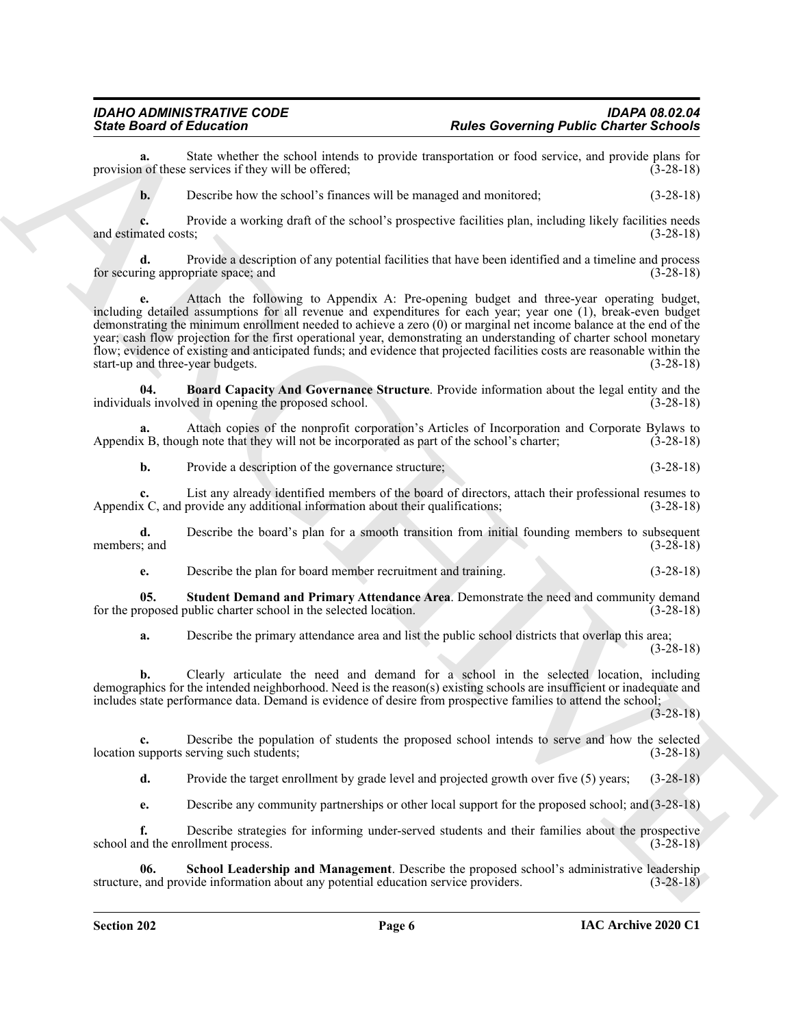**a.** State whether the school intends to provide transportation or food service, and provide plans for provision of these services if they will be offered; (3-28-18)

**b.** Describe how the school's finances will be managed and monitored; (3-28-18)

**c.** Provide a working draft of the school's prospective facilities plan, including likely facilities needs and estimated costs; (3-28-18)

**d.** Provide a description of any potential facilities that have been identified and a timeline and process for securing appropriate space; and (3-28-18)

**e.** Attach the following to Appendix A: Pre-opening budget and three-year operating budget, including detailed assumptions for all revenue and expenditures for each year; year one (1), break-even budget demonstrating the minimum enrollment needed to achieve a zero (0) or marginal net income balance at the end of the year; cash flow projection for the first operational year, demonstrating an understanding of charter school monetary flow; evidence of existing and anticipated funds; and evidence that projected facilities costs are reasonable within the start-up and three-year budgets. (3-28-18)

**04. Board Capacity And Governance Structure**. Provide information about the legal entity and the individuals involved in opening the proposed school. (3-28-18)

**a.** Attach copies of the nonprofit corporation's Articles of Incorporation and Corporate Bylaws to Appendix B, though note that they will not be incorporated as part of the school's charter; (3-28-18)

**b.** Provide a description of the governance structure; (3-28-18)

**c.** List any already identified members of the board of directors, attach their professional resumes to Appendix C, and provide any additional information about their qualifications; (3-28-18)

**d.** Describe the board's plan for a smooth transition from initial founding members to subsequent members; and (3-28-18)

**e.** Describe the plan for board member recruitment and training. (3-28-18)

**05. Student Demand and Primary Attendance Area**. Demonstrate the need and community demand for the proposed public charter school in the selected location. (3-28-18)

**a.** Describe the primary attendance area and list the public school districts that overlap this area; (3-28-18)

**b.** Clearly articulate the need and demand for a school in the selected location, including demographics for the intended neighborhood. Need is the reason(s) existing schools are insufficient or inadequate and includes state performance data. Demand is evidence of desire from prospective families to attend the school; (3-28-18)

**c.** Describe the population of students the proposed school intends to serve and how the selected location supports serving such students; (3-28-18)

**d.** Provide the target enrollment by grade level and projected growth over five (5) years; (3-28-18)

**e.** Describe any community partnerships or other local support for the proposed school; and (3-28-18)

**f.** Describe strategies for informing under-served students and their families about the prospective school and the enrollment process. (3-28-18)

**06. School Leadership and Management**. Describe the proposed school's administrative leadership structure, and provide information about any potential education service providers. (3-28-18)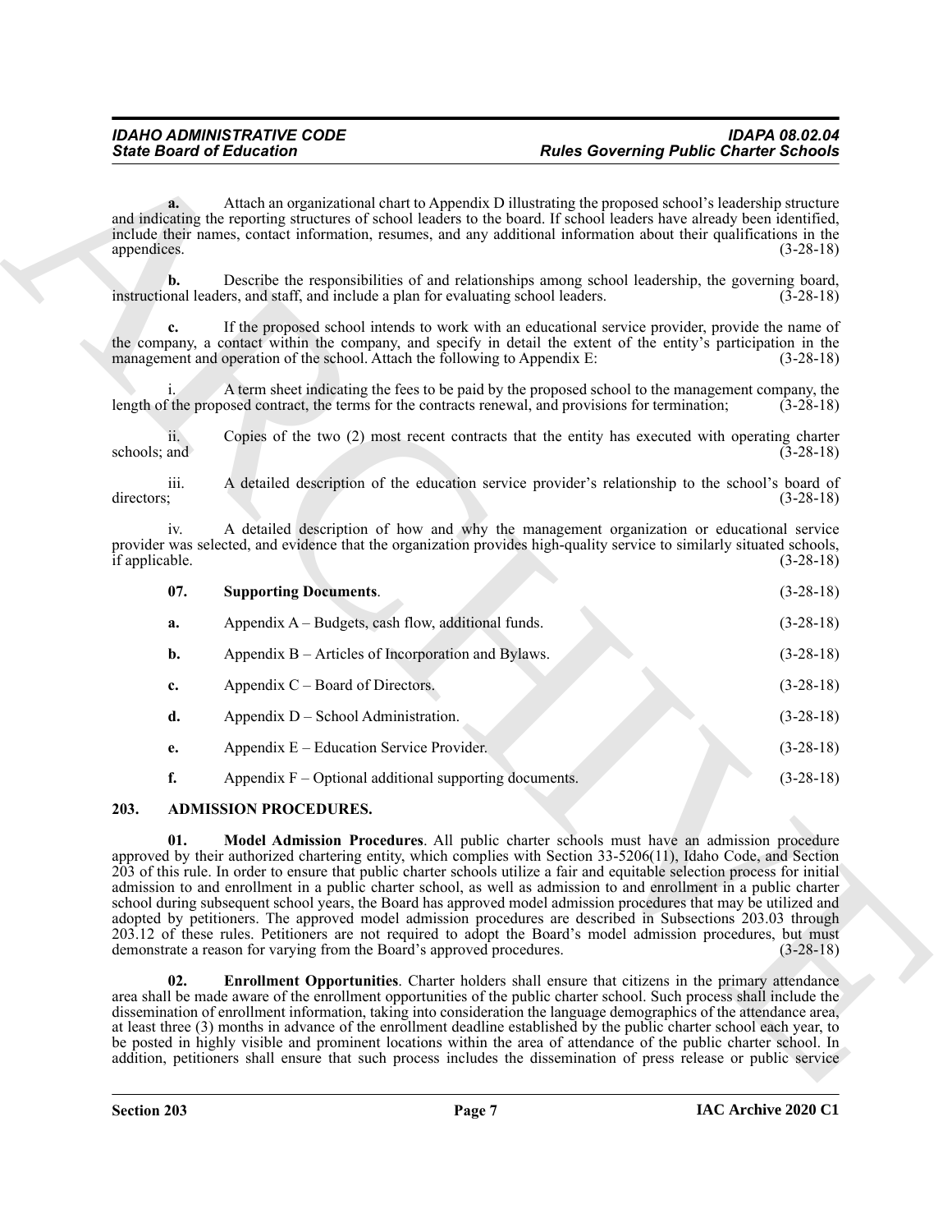**a.** Attach an organizational chart to Appendix D illustrating the proposed school's leadership structure and indicating the reporting structures of school leaders to the board. If school leaders have already been identified, include their names, contact information, resumes, and any additional information about their qualifications in the appendices. (3-28-18)

**b.** Describe the responsibilities of and relationships among school leadership, the governing board, instructional leaders, and staff, and include a plan for evaluating school leaders. (3-28-18)

**c.** If the proposed school intends to work with an educational service provider, provide the name of the company, a contact within the company, and specify in detail the extent of the entity's participation in the management and operation of the school. Attach the following to Appendix E: (3-28-18)

i. A term sheet indicating the fees to be paid by the proposed school to the management company, the length of the proposed contract, the terms for the contracts renewal, and provisions for termination; (3-28-18)

ii. Copies of the two (2) most recent contracts that the entity has executed with operating charter schools; and (3-28-18)

iii. A detailed description of the education service provider's relationship to the school's board of directors; (3-28-18)

iv. A detailed description of how and why the management organization or educational service provider was selected, and evidence that the organization provides high-quality service to similarly situated schools, if applicable. (3-28-18)

**07. Supporting Documents**. (3-28-18)

**a.** Appendix A – Budgets, cash flow, additional funds. (3-28-18)

**b.** Appendix B – Articles of Incorporation and Bylaws. (3-28-18)

**c.** Appendix C – Board of Directors. (3-28-18)

**d.** Appendix D – School Administration. (3-28-18)

**e.** Appendix E – Education Service Provider. (3-28-18)

**f.** Appendix F – Optional additional supporting documents. (3-28-18)

## 203. ADMISSION PROCEDURES.

**01. Model Admission Procedures**. All public charter schools must have an admission procedure approved by their authorized chartering entity, which complies with Section 33-5206(11), Idaho Code, and Section 203 of this rule. In order to ensure that public charter schools utilize a fair and equitable selection process for initial admission to and enrollment in a public charter school, as well as admission to and enrollment in a public charter school during subsequent school years, the Board has approved model admission procedures that may be utilized and adopted by petitioners. The approved model admission procedures are described in Subsections 203.03 through 203.12 of these rules. Petitioners are not required to adopt the Board's model admission procedures, but must demonstrate a reason for varying from the Board's approved procedures. (3-28-18)

**02. Enrollment Opportunities**. Charter holders shall ensure that citizens in the primary attendance area shall be made aware of the enrollment opportunities of the public charter school. Such process shall include the dissemination of enrollment information, taking into consideration the language demographics of the attendance area, at least three (3) months in advance of the enrollment deadline established by the public charter school each year, to be posted in highly visible and prominent locations within the area of attendance of the public charter school. In addition, petitioners shall ensure that such process includes the dissemination of press release or public service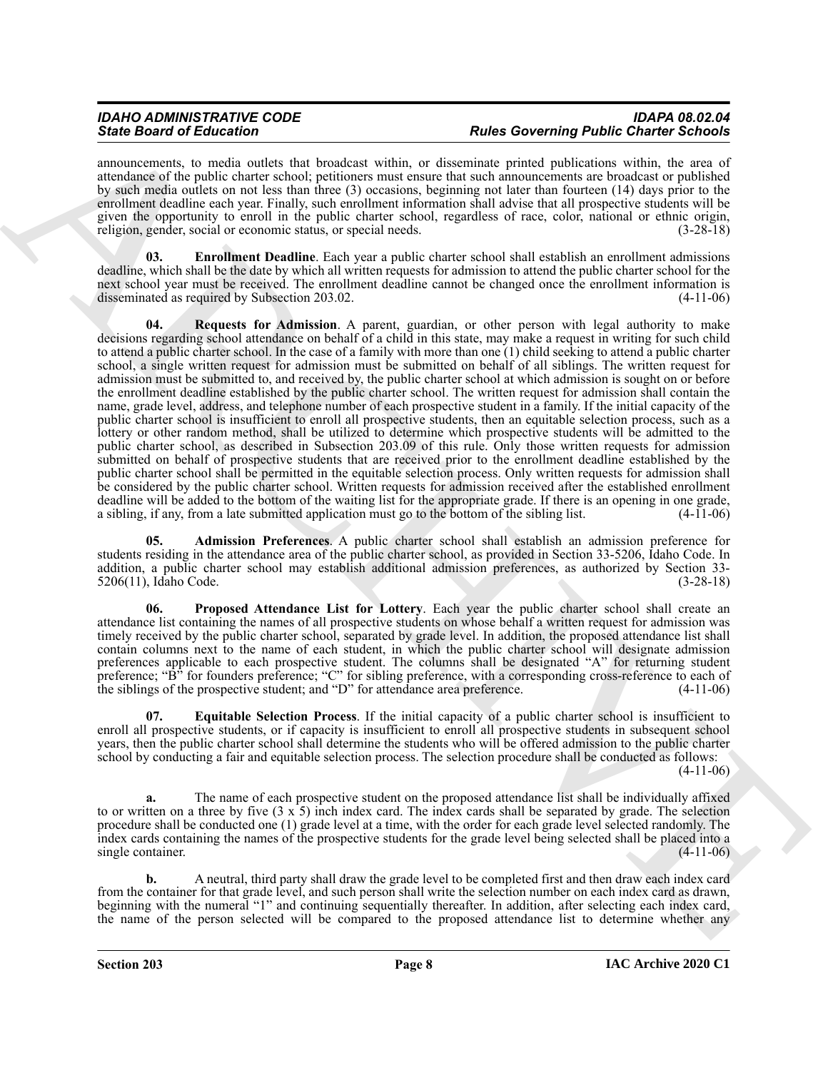announcements, to media outlets that broadcast within, or disseminate printed publications within, the area of attendance of the public charter school; petitioners must ensure that such announcements are broadcast or published by such media outlets on not less than three (3) occasions, beginning not later than fourteen (14) days prior to the enrollment deadline each year. Finally, such enrollment information shall advise that all prospective students will be given the opportunity to enroll in the public charter school, regardless of race, color, national or ethnic origin, religion, gender, social or economic status, or special needs. (3-28-18)

**03. Enrollment Deadline**. Each year a public charter school shall establish an enrollment admissions deadline, which shall be the date by which all written requests for admission to attend the public charter school for the next school year must be received. The enrollment deadline cannot be changed once the enrollment information is disseminated as required by Subsection 203.02. (4-11-06)

**04. Requests for Admission**. A parent, guardian, or other person with legal authority to make decisions regarding school attendance on behalf of a child in this state, may make a request in writing for such child to attend a public charter school. In the case of a family with more than one (1) child seeking to attend a public charter school, a single written request for admission must be submitted on behalf of all siblings. The written request for admission must be submitted to, and received by, the public charter school at which admission is sought on or before the enrollment deadline established by the public charter school. The written request for admission shall contain the name, grade level, address, and telephone number of each prospective student in a family. If the initial capacity of the public charter school is insufficient to enroll all prospective students, then an equitable selection process, such as a lottery or other random method, shall be utilized to determine which prospective students will be admitted to the public charter school, as described in Subsection 203.09 of this rule. Only those written requests for admission submitted on behalf of prospective students that are received prior to the enrollment deadline established by the public charter school shall be permitted in the equitable selection process. Only written requests for admission shall be considered by the public charter school. Written requests for admission received after the established enrollment deadline will be added to the bottom of the waiting list for the appropriate grade. If there is an opening in one grade, a sibling, if any, from a late submitted application must go to the bottom of the sibling list. (4-11-06)

**05. Admission Preferences**. A public charter school shall establish an admission preference for students residing in the attendance area of the public charter school, as provided in Section 33-5206, Idaho Code. In addition, a public charter school may establish additional admission preferences, as authorized by Section 33-5206(11), Idaho Code. (3-28-18)

**06. Proposed Attendance List for Lottery**. Each year the public charter school shall create an attendance list containing the names of all prospective students on whose behalf a written request for admission was timely received by the public charter school, separated by grade level. In addition, the proposed attendance list shall contain columns next to the name of each student, in which the public charter school will designate admission preferences applicable to each prospective student. The columns shall be designated "A" for returning student preference; "B" for founders preference; "C" for sibling preference, with a corresponding cross-reference to each of the siblings of the prospective student; and "D" for attendance area preference. (4-11-06)

**07. Equitable Selection Process**. If the initial capacity of a public charter school is insufficient to enroll all prospective students, or if capacity is insufficient to enroll all prospective students in subsequent school years, then the public charter school shall determine the students who will be offered admission to the public charter school by conducting a fair and equitable selection process. The selection procedure shall be conducted as follows: (4-11-06)

**a.** The name of each prospective student on the proposed attendance list shall be individually affixed to or written on a three by five (3 x 5) inch index card. The index cards shall be separated by grade. The selection procedure shall be conducted one (1) grade level at a time, with the order for each grade level selected randomly. The index cards containing the names of the prospective students for the grade level being selected shall be placed into a single container. (4-11-06)

**b.** A neutral, third party shall draw the grade level to be completed first and then draw each index card from the container for that grade level, and such person shall write the selection number on each index card as drawn, beginning with the numeral "1" and continuing sequentially thereafter. In addition, after selecting each index card, the name of the person selected will be compared to the proposed attendance list to determine whether any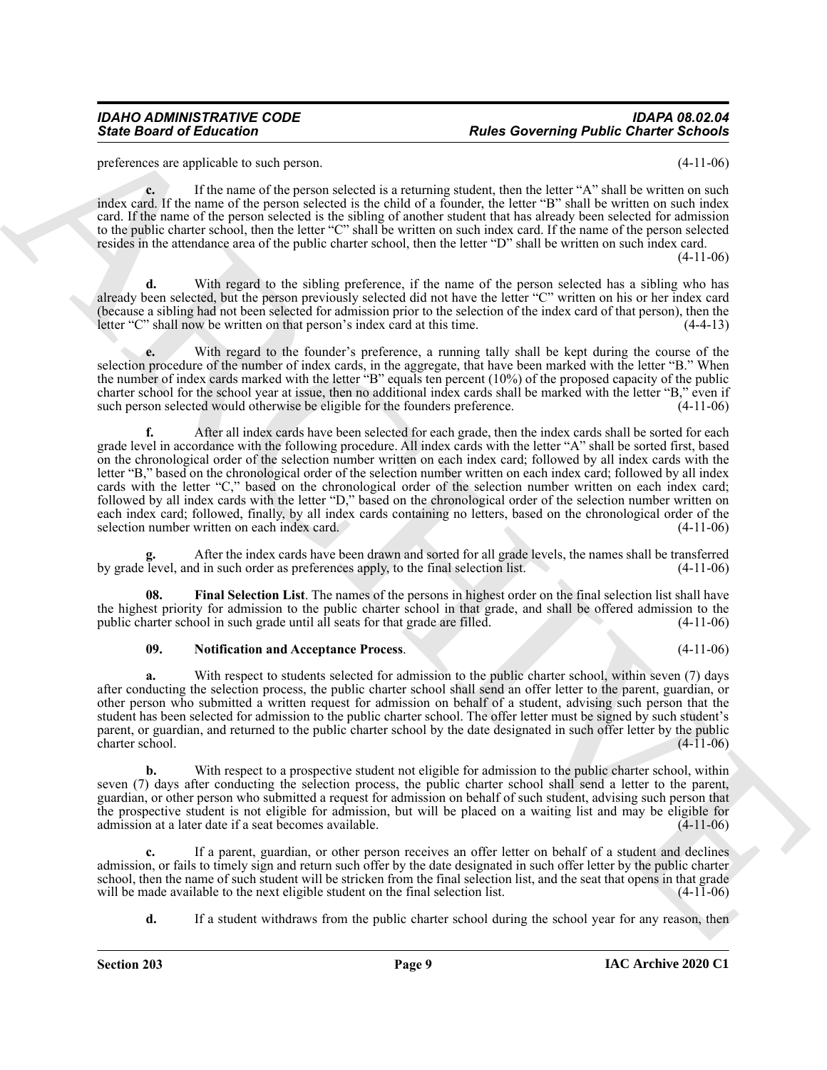preferences are applicable to such person. (4-11-06)

**c.** If the name of the person selected is a returning student, then the letter "A" shall be written on such index card. If the name of the person selected is the child of a founder, the letter "B" shall be written on such index card. If the name of the person selected is the sibling of another student that has already been selected for admission to the public charter school, then the letter "C" shall be written on such index card. If the name of the person selected resides in the attendance area of the public charter school, then the letter "D" shall be written on such index card. (4-11-06)

**d.** With regard to the sibling preference, if the name of the person selected has a sibling who has already been selected, but the person previously selected did not have the letter "C" written on his or her index card (because a sibling had not been selected for admission prior to the selection of the index card of that person), then the letter "C" shall now be written on that person's index card at this time. (4-4-13)

**e.** With regard to the founder's preference, a running tally shall be kept during the course of the selection procedure of the number of index cards, in the aggregate, that have been marked with the letter "B." When the number of index cards marked with the letter "B" equals ten percent (10%) of the proposed capacity of the public charter school for the school year at issue, then no additional index cards shall be marked with the letter "B," even if such person selected would otherwise be eligible for the founders preference. (4-11-06)

**f.** After all index cards have been selected for each grade, then the index cards shall be sorted for each grade level in accordance with the following procedure. All index cards with the letter "A" shall be sorted first, based on the chronological order of the selection number written on each index card; followed by all index cards with the letter "B," based on the chronological order of the selection number written on each index card; followed by all index cards with the letter "C," based on the chronological order of the selection number written on each index card; followed by all index cards with the letter "D," based on the chronological order of the selection number written on each index card; followed, finally, by all index cards containing no letters, based on the chronological order of the selection number written on each index card. (4-11-06)

**g.** After the index cards have been drawn and sorted for all grade levels, the names shall be transferred by grade level, and in such order as preferences apply, to the final selection list. (4-11-06)

**08. Final Selection List**. The names of the persons in highest order on the final selection list shall have the highest priority for admission to the public charter school in that grade, and shall be offered admission to the public charter school in such grade until all seats for that grade are filled. (4-11-06)

**09. Notification and Acceptance Process**. (4-11-06)

**a.** With respect to students selected for admission to the public charter school, within seven (7) days after conducting the selection process, the public charter school shall send an offer letter to the parent, guardian, or other person who submitted a written request for admission on behalf of a student, advising such person that the student has been selected for admission to the public charter school. The offer letter must be signed by such student's parent, or guardian, and returned to the public charter school by the date designated in such offer letter by the public charter school. (4-11-06)

**b.** With respect to a prospective student not eligible for admission to the public charter school, within seven (7) days after conducting the selection process, the public charter school shall send a letter to the parent, guardian, or other person who submitted a request for admission on behalf of such student, advising such person that the prospective student is not eligible for admission, but will be placed on a waiting list and may be eligible for admission at a later date if a seat becomes available. (4-11-06)

**c.** If a parent, guardian, or other person receives an offer letter on behalf of a student and declines admission, or fails to timely sign and return such offer by the date designated in such offer letter by the public charter school, then the name of such student will be stricken from the final selection list, and the seat that opens in that grade will be made available to the next eligible student on the final selection list. (4-11-06)

**d.** If a student withdraws from the public charter school during the school year for any reason, then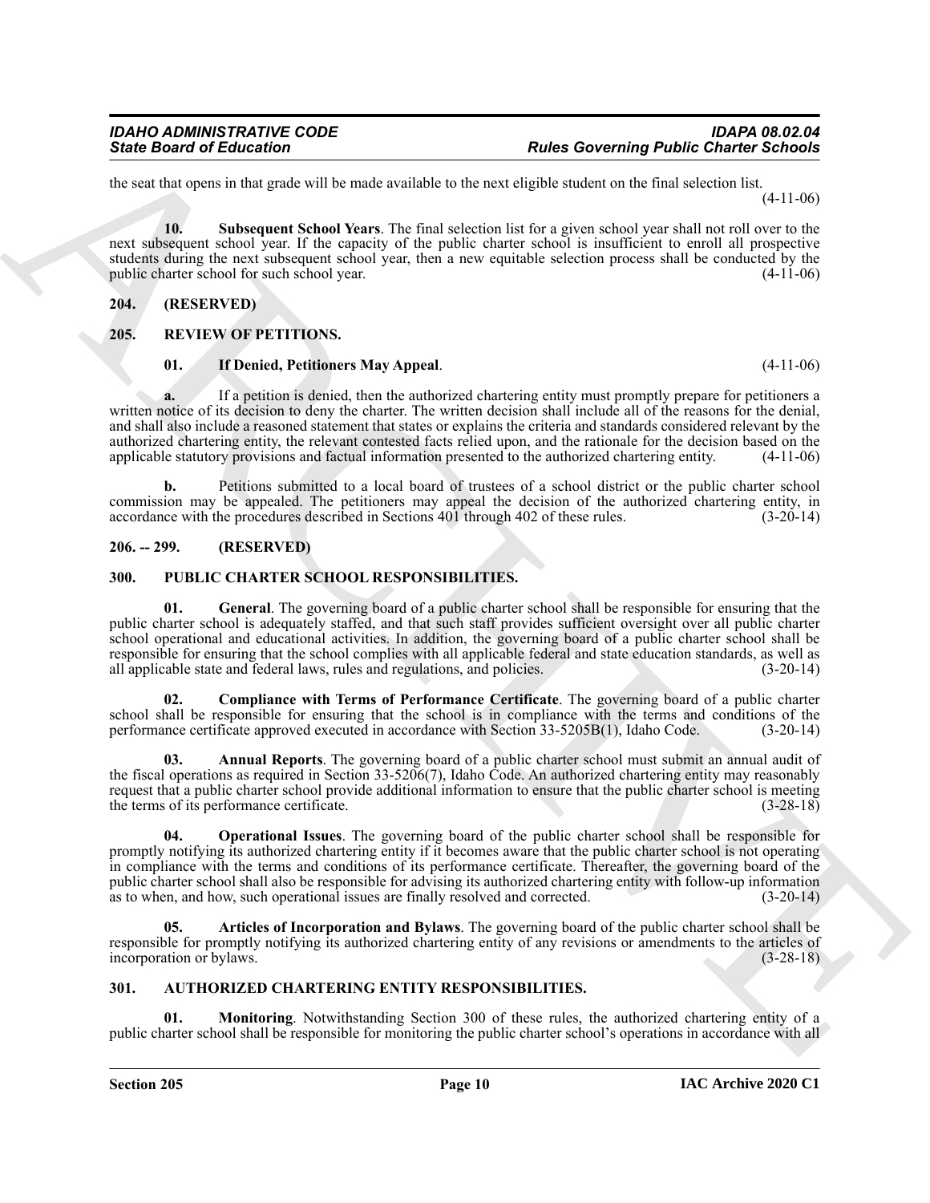the seat that opens in that grade will be made available to the next eligible student on the final selection list. (4-11-06)

**10. Subsequent School Years**. The final selection list for a given school year shall not roll over to the next subsequent school year. If the capacity of the public charter school is insufficient to enroll all prospective students during the next subsequent school year, then a new equitable selection process shall be conducted by the public charter school for such school year. (4-11-06)

## 204. (RESERVED)

## 205. REVIEW OF PETITIONS.

**01. If Denied, Petitioners May Appeal**. (4-11-06)

**a.** If a petition is denied, then the authorized chartering entity must promptly prepare for petitioners a written notice of its decision to deny the charter. The written decision shall include all of the reasons for the denial, and shall also include a reasoned statement that states or explains the criteria and standards considered relevant by the authorized chartering entity, the relevant contested facts relied upon, and the rationale for the decision based on the applicable statutory provisions and factual information presented to the authorized chartering entity. (4-11-06)

**b.** Petitions submitted to a local board of trustees of a school district or the public charter school commission may be appealed. The petitioners may appeal the decision of the authorized chartering entity, in accordance with the procedures described in Sections 401 through 402 of these rules. (3-20-14)

## 206. -- 299. (RESERVED)

## 300. PUBLIC CHARTER SCHOOL RESPONSIBILITIES.

**01. General**. The governing board of a public charter school shall be responsible for ensuring that the public charter school is adequately staffed, and that such staff provides sufficient oversight over all public charter school operational and educational activities. In addition, the governing board of a public charter school shall be responsible for ensuring that the school complies with all applicable federal and state education standards, as well as all applicable state and federal laws, rules and regulations, and policies. (3-20-14)

**02. Compliance with Terms of Performance Certificate**. The governing board of a public charter school shall be responsible for ensuring that the school is in compliance with the terms and conditions of the performance certificate approved executed in accordance with Section 33-5205B(1), Idaho Code. (3-20-14)

**03. Annual Reports**. The governing board of a public charter school must submit an annual audit of the fiscal operations as required in Section 33-5206(7), Idaho Code. An authorized chartering entity may reasonably request that a public charter school provide additional information to ensure that the public charter school is meeting the terms of its performance certificate. (3-28-18)

**04. Operational Issues**. The governing board of the public charter school shall be responsible for promptly notifying its authorized chartering entity if it becomes aware that the public charter school is not operating in compliance with the terms and conditions of its performance certificate. Thereafter, the governing board of the public charter school shall also be responsible for advising its authorized chartering entity with follow-up information as to when, and how, such operational issues are finally resolved and corrected. (3-20-14)

**05. Articles of Incorporation and Bylaws**. The governing board of the public charter school shall be responsible for promptly notifying its authorized chartering entity of any revisions or amendments to the articles of incorporation or bylaws. (3-28-18)

## 301. AUTHORIZED CHARTERING ENTITY RESPONSIBILITIES.

**01. Monitoring**. Notwithstanding Section 300 of these rules, the authorized chartering entity of a public charter school shall be responsible for monitoring the public charter school's operations in accordance with all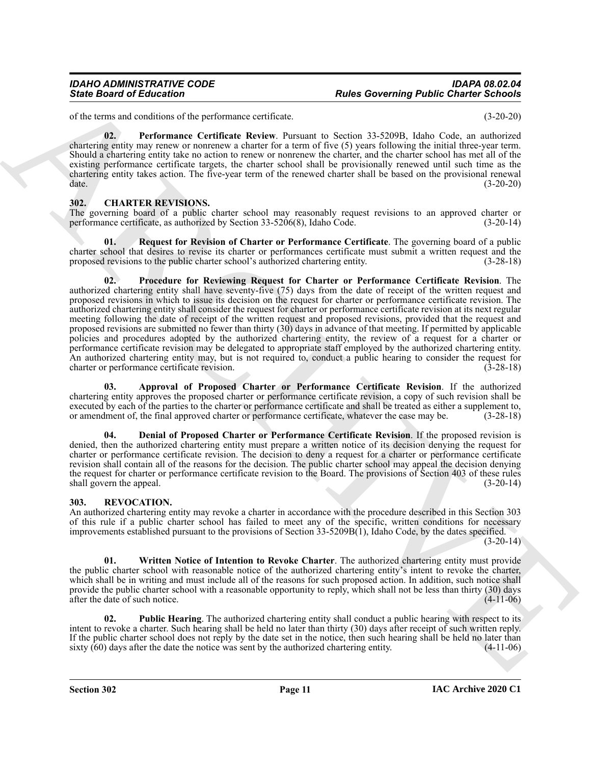of the terms and conditions of the performance certificate. (3-20-20)

**02. Performance Certificate Review**. Pursuant to Section 33-5209B, Idaho Code, an authorized chartering entity may renew or nonrenew a charter for a term of five (5) years following the initial three-year term. Should a chartering entity take no action to renew or nonrenew the charter, and the charter school has met all of the existing performance certificate targets, the charter school shall be provisionally renewed until such time as the chartering entity takes action. The five-year term of the renewed charter shall be based on the provisional renewal date. (3-20-20)

## 302. CHARTER REVISIONS.

The governing board of a public charter school may reasonably request revisions to an approved charter or performance certificate, as authorized by Section 33-5206(8), Idaho Code. (3-20-14)

**01. Request for Revision of Charter or Performance Certificate**. The governing board of a public charter school that desires to revise its charter or performances certificate must submit a written request and the proposed revisions to the public charter school's authorized chartering entity. (3-28-18)

**02. Procedure for Reviewing Request for Charter or Performance Certificate Revision**. The authorized chartering entity shall have seventy-five (75) days from the date of receipt of the written request and proposed revisions in which to issue its decision on the request for charter or performance certificate revision. The authorized chartering entity shall consider the request for charter or performance certificate revision at its next regular meeting following the date of receipt of the written request and proposed revisions, provided that the request and proposed revisions are submitted no fewer than thirty (30) days in advance of that meeting. If permitted by applicable policies and procedures adopted by the authorized chartering entity, the review of a request for a charter or performance certificate revision may be delegated to appropriate staff employed by the authorized chartering entity. An authorized chartering entity may, but is not required to, conduct a public hearing to consider the request for charter or performance certificate revision. (3-28-18)

**03. Approval of Proposed Charter or Performance Certificate Revision**. If the authorized chartering entity approves the proposed charter or performance certificate revision, a copy of such revision shall be executed by each of the parties to the charter or performance certificate and shall be treated as either a supplement to, or amendment of, the final approved charter or performance certificate, whatever the case may be. (3-28-18)

**04. Denial of Proposed Charter or Performance Certificate Revision**. If the proposed revision is denied, then the authorized chartering entity must prepare a written notice of its decision denying the request for charter or performance certificate revision. The decision to deny a request for a charter or performance certificate revision shall contain all of the reasons for the decision. The public charter school may appeal the decision denying the request for charter or performance certificate revision to the Board. The provisions of Section 403 of these rules shall govern the appeal. (3-20-14)

## 303. REVOCATION.

An authorized chartering entity may revoke a charter in accordance with the procedure described in this Section 303 of this rule if a public charter school has failed to meet any of the specific, written conditions for necessary improvements established pursuant to the provisions of Section 33-5209B(1), Idaho Code, by the dates specified. (3-20-14)

**01. Written Notice of Intention to Revoke Charter**. The authorized chartering entity must provide the public charter school with reasonable notice of the authorized chartering entity's intent to revoke the charter, which shall be in writing and must include all of the reasons for such proposed action. In addition, such notice shall provide the public charter school with a reasonable opportunity to reply, which shall not be less than thirty (30) days after the date of such notice. (4-11-06)

**02. Public Hearing**. The authorized chartering entity shall conduct a public hearing with respect to its intent to revoke a charter. Such hearing shall be held no later than thirty (30) days after receipt of such written reply. If the public charter school does not reply by the date set in the notice, then such hearing shall be held no later than sixty (60) days after the date the notice was sent by the authorized chartering entity. (4-11-06)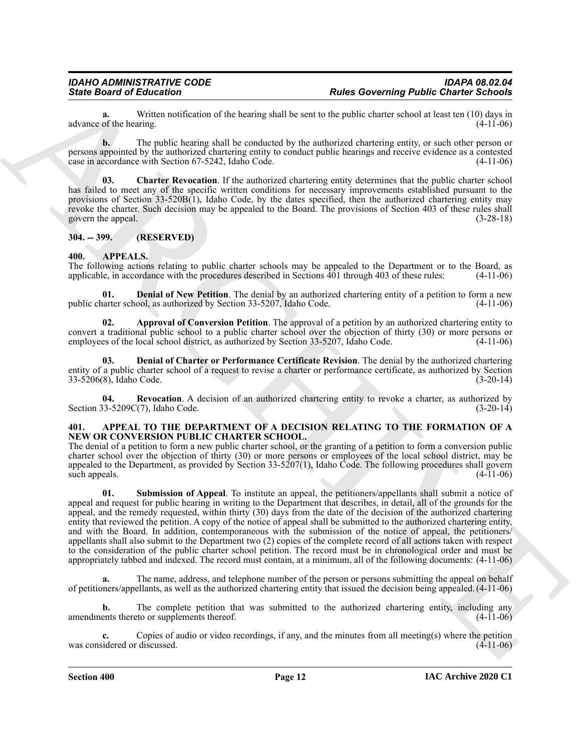**a.** Written notification of the hearing shall be sent to the public charter school at least ten (10) days in advance of the hearing. (4-11-06)

**b.** The public hearing shall be conducted by the authorized chartering entity, or such other person or persons appointed by the authorized chartering entity to conduct public hearings and receive evidence as a contested case in accordance with Section 67-5242, Idaho Code. (4-11-06)

**03. Charter Revocation**. If the authorized chartering entity determines that the public charter school has failed to meet any of the specific written conditions for necessary improvements established pursuant to the provisions of Section 33-520B(1), Idaho Code, by the dates specified, then the authorized chartering entity may revoke the charter. Such decision may be appealed to the Board. The provisions of Section 403 of these rules shall govern the appeal. (3-28-18)

## 304. -- 399. (RESERVED)

## 400. APPEALS.

The following actions relating to public charter schools may be appealed to the Department or to the Board, as applicable, in accordance with the procedures described in Sections 401 through 403 of these rules: (4-11-06)

**01. Denial of New Petition**. The denial by an authorized chartering entity of a petition to form a new public charter school, as authorized by Section 33-5207, Idaho Code. (4-11-06)

**02. Approval of Conversion Petition**. The approval of a petition by an authorized chartering entity to convert a traditional public school to a public charter school over the objection of thirty (30) or more persons or employees of the local school district, as authorized by Section 33-5207, Idaho Code. (4-11-06)

**03. Denial of Charter or Performance Certificate Revision**. The denial by the authorized chartering entity of a public charter school of a request to revise a charter or performance certificate, as authorized by Section 33-5206(8), Idaho Code. (3-20-14)

**04. Revocation**. A decision of an authorized chartering entity to revoke a charter, as authorized by Section 33-5209C(7), Idaho Code. (3-20-14)

## 401. APPEAL TO THE DEPARTMENT OF A DECISION RELATING TO THE FORMATION OF A NEW OR CONVERSION PUBLIC CHARTER SCHOOL.

The denial of a petition to form a new public charter school, or the granting of a petition to form a conversion public charter school over the objection of thirty (30) or more persons or employees of the local school district, may be appealed to the Department, as provided by Section 33-5207(1), Idaho Code. The following procedures shall govern such appeals. (4-11-06)

**01. Submission of Appeal**. To institute an appeal, the petitioners/appellants shall submit a notice of appeal and request for public hearing in writing to the Department that describes, in detail, all of the grounds for the appeal, and the remedy requested, within thirty (30) days from the date of the decision of the authorized chartering entity that reviewed the petition. A copy of the notice of appeal shall be submitted to the authorized chartering entity, and with the Board. In addition, contemporaneous with the submission of the notice of appeal, the petitioners/appellants shall also submit to the Department two (2) copies of the complete record of all actions taken with respect to the consideration of the public charter school petition. The record must be in chronological order and must be appropriately tabbed and indexed. The record must contain, at a minimum, all of the following documents: (4-11-06)

**a.** The name, address, and telephone number of the person or persons submitting the appeal on behalf of petitioners/appellants, as well as the authorized chartering entity that issued the decision being appealed. (4-11-06)

**b.** The complete petition that was submitted to the authorized chartering entity, including any amendments thereto or supplements thereof. (4-11-06)

**c.** Copies of audio or video recordings, if any, and the minutes from all meeting(s) where the petition was considered or discussed. (4-11-06)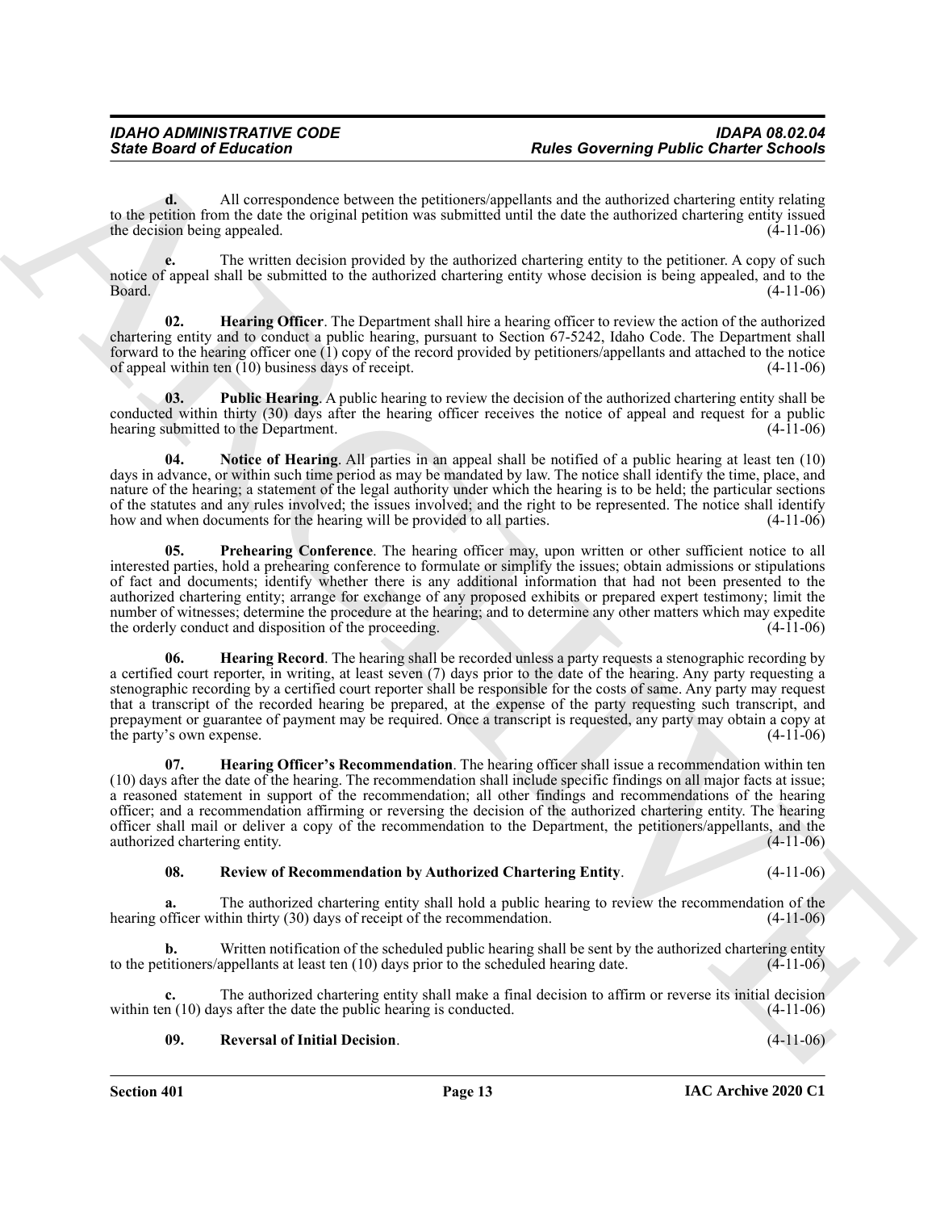**d.** All correspondence between the petitioners/appellants and the authorized chartering entity relating to the petition from the date the original petition was submitted until the date the authorized chartering entity issued the decision being appealed. (4-11-06)

**e.** The written decision provided by the authorized chartering entity to the petitioner. A copy of such notice of appeal shall be submitted to the authorized chartering entity whose decision is being appealed, and to the Board. (4-11-06)

**02. Hearing Officer**. The Department shall hire a hearing officer to review the action of the authorized chartering entity and to conduct a public hearing, pursuant to Section 67-5242, Idaho Code. The Department shall forward to the hearing officer one (1) copy of the record provided by petitioners/appellants and attached to the notice of appeal within ten (10) business days of receipt. (4-11-06)

**03. Public Hearing**. A public hearing to review the decision of the authorized chartering entity shall be conducted within thirty (30) days after the hearing officer receives the notice of appeal and request for a public hearing submitted to the Department. (4-11-06)

**04. Notice of Hearing**. All parties in an appeal shall be notified of a public hearing at least ten (10) days in advance, or within such time period as may be mandated by law. The notice shall identify the time, place, and nature of the hearing; a statement of the legal authority under which the hearing is to be held; the particular sections of the statutes and any rules involved; the issues involved; and the right to be represented. The notice shall identify how and when documents for the hearing will be provided to all parties. (4-11-06)

**05. Prehearing Conference**. The hearing officer may, upon written or other sufficient notice to all interested parties, hold a prehearing conference to formulate or simplify the issues; obtain admissions or stipulations of fact and documents; identify whether there is any additional information that had not been presented to the authorized chartering entity; arrange for exchange of any proposed exhibits or prepared expert testimony; limit the number of witnesses; determine the procedure at the hearing; and to determine any other matters which may expedite the orderly conduct and disposition of the proceeding. (4-11-06)

**06. Hearing Record**. The hearing shall be recorded unless a party requests a stenographic recording by a certified court reporter, in writing, at least seven (7) days prior to the date of the hearing. Any party requesting a stenographic recording by a certified court reporter shall be responsible for the costs of same. Any party may request that a transcript of the recorded hearing be prepared, at the expense of the party requesting such transcript, and prepayment or guarantee of payment may be required. Once a transcript is requested, any party may obtain a copy at the party's own expense. (4-11-06)

**07. Hearing Officer's Recommendation**. The hearing officer shall issue a recommendation within ten (10) days after the date of the hearing. The recommendation shall include specific findings on all major facts at issue; a reasoned statement in support of the recommendation; all other findings and recommendations of the hearing officer; and a recommendation affirming or reversing the decision of the authorized chartering entity. The hearing officer shall mail or deliver a copy of the recommendation to the Department, the petitioners/appellants, and the authorized chartering entity. (4-11-06)

**08. Review of Recommendation by Authorized Chartering Entity**. (4-11-06)

**a.** The authorized chartering entity shall hold a public hearing to review the recommendation of the hearing officer within thirty (30) days of receipt of the recommendation. (4-11-06)

**b.** Written notification of the scheduled public hearing shall be sent by the authorized chartering entity to the petitioners/appellants at least ten (10) days prior to the scheduled hearing date. (4-11-06)

**c.** The authorized chartering entity shall make a final decision to affirm or reverse its initial decision within ten (10) days after the date the public hearing is conducted. (4-11-06)

**09. Reversal of Initial Decision**. (4-11-06)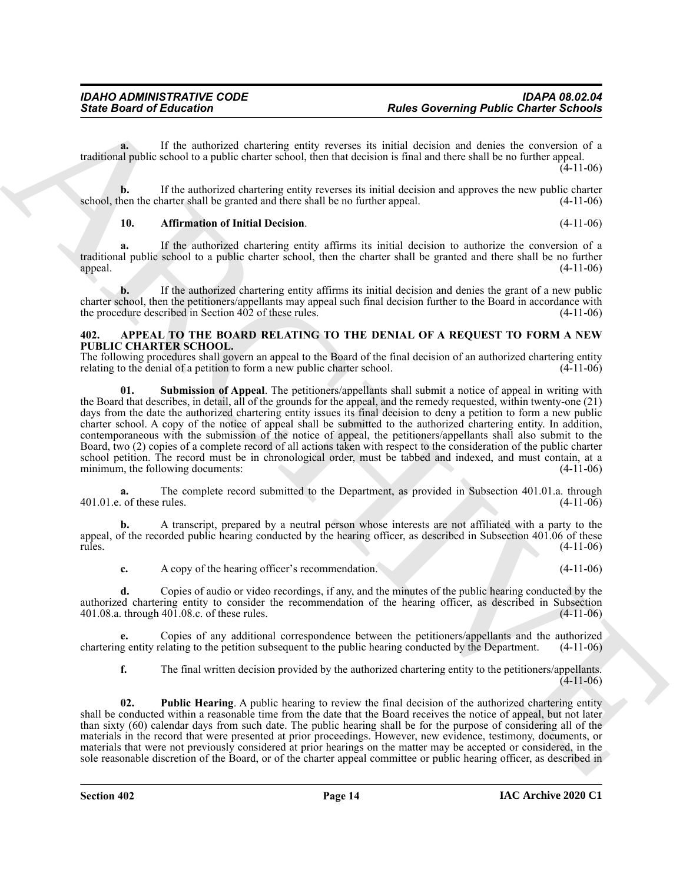**a.** If the authorized chartering entity reverses its initial decision and denies the conversion of a traditional public school to a public charter school, then that decision is final and there shall be no further appeal. (4-11-06)

**b.** If the authorized chartering entity reverses its initial decision and approves the new public charter school, then the charter shall be granted and there shall be no further appeal. (4-11-06)

**10. Affirmation of Initial Decision**. (4-11-06)

**a.** If the authorized chartering entity affirms its initial decision to authorize the conversion of a traditional public school to a public charter school, then the charter shall be granted and there shall be no further appeal. (4-11-06)

**b.** If the authorized chartering entity affirms its initial decision and denies the grant of a new public charter school, then the petitioners/appellants may appeal such final decision further to the Board in accordance with the procedure described in Section 402 of these rules. (4-11-06)

## 402. APPEAL TO THE BOARD RELATING TO THE DENIAL OF A REQUEST TO FORM A NEW PUBLIC CHARTER SCHOOL.

The following procedures shall govern an appeal to the Board of the final decision of an authorized chartering entity relating to the denial of a petition to form a new public charter school. (4-11-06)

**01. Submission of Appeal**. The petitioners/appellants shall submit a notice of appeal in writing with the Board that describes, in detail, all of the grounds for the appeal, and the remedy requested, within twenty-one (21) days from the date the authorized chartering entity issues its final decision to deny a petition to form a new public charter school. A copy of the notice of appeal shall be submitted to the authorized chartering entity. In addition, contemporaneous with the submission of the notice of appeal, the petitioners/appellants shall also submit to the Board, two (2) copies of a complete record of all actions taken with respect to the consideration of the public charter school petition. The record must be in chronological order, must be tabbed and indexed, and must contain, at a minimum, the following documents: (4-11-06)

**a.** The complete record submitted to the Department, as provided in Subsection 401.01.a. through 401.01.e. of these rules. (4-11-06)

**b.** A transcript, prepared by a neutral person whose interests are not affiliated with a party to the appeal, of the recorded public hearing conducted by the hearing officer, as described in Subsection 401.06 of these rules. (4-11-06)

**c.** A copy of the hearing officer's recommendation. (4-11-06)

**d.** Copies of audio or video recordings, if any, and the minutes of the public hearing conducted by the authorized chartering entity to consider the recommendation of the hearing officer, as described in Subsection 401.08.a. through 401.08.c. of these rules. (4-11-06)

**e.** Copies of any additional correspondence between the petitioners/appellants and the authorized chartering entity relating to the petition subsequent to the public hearing conducted by the Department. (4-11-06)

**f.** The final written decision provided by the authorized chartering entity to the petitioners/appellants. (4-11-06)

**02. Public Hearing**. A public hearing to review the final decision of the authorized chartering entity shall be conducted within a reasonable time from the date that the Board receives the notice of appeal, but not later than sixty (60) calendar days from such date. The public hearing shall be for the purpose of considering all of the materials in the record that were presented at prior proceedings. However, new evidence, testimony, documents, or materials that were not previously considered at prior hearings on the matter may be accepted or considered, in the sole reasonable discretion of the Board, or of the charter appeal committee or public hearing officer, as described in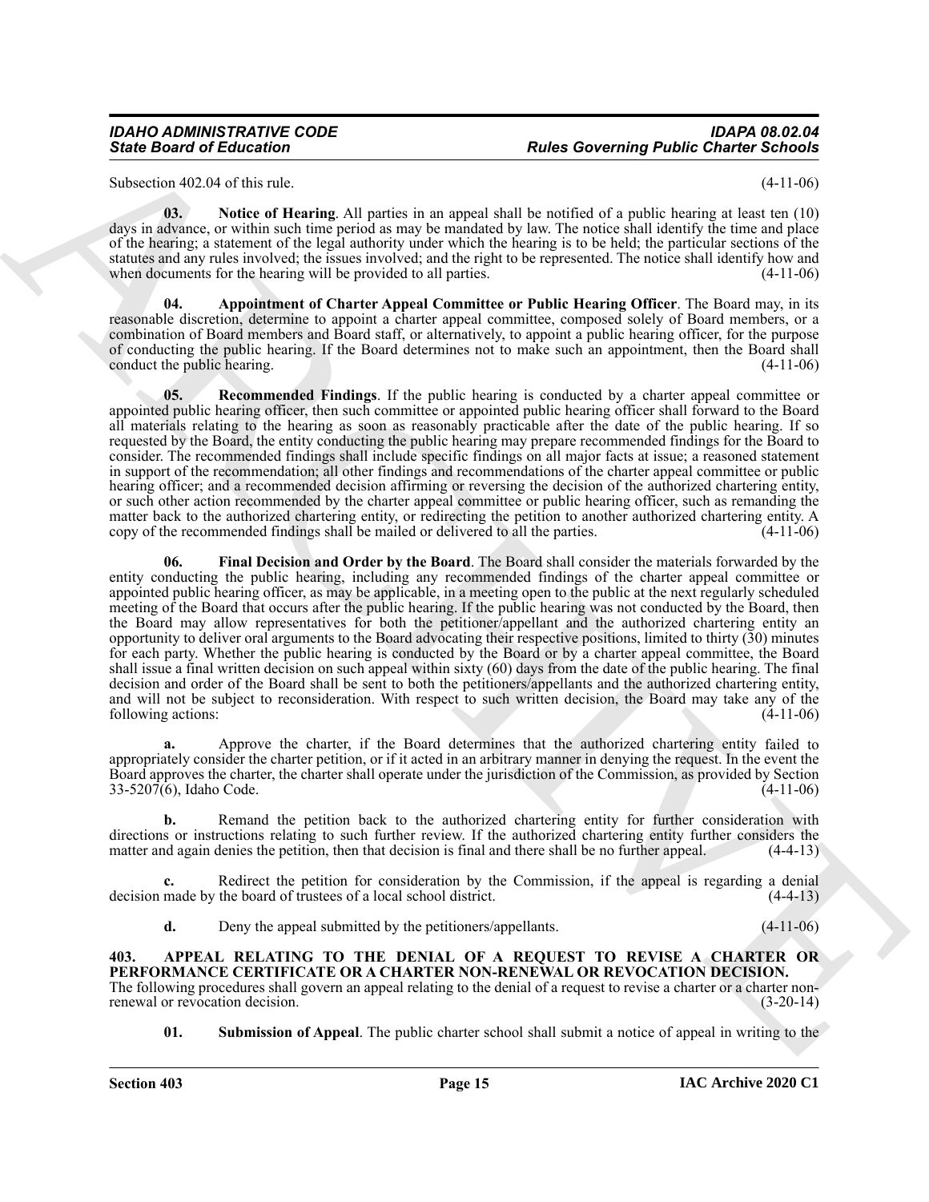Subsection 402.04 of this rule. (4-11-06)

**03. Notice of Hearing**. All parties in an appeal shall be notified of a public hearing at least ten (10) days in advance, or within such time period as may be mandated by law. The notice shall identify the time and place of the hearing; a statement of the legal authority under which the hearing is to be held; the particular sections of the statutes and any rules involved; the issues involved; and the right to be represented. The notice shall identify how and when documents for the hearing will be provided to all parties. (4-11-06)

**04. Appointment of Charter Appeal Committee or Public Hearing Officer**. The Board may, in its reasonable discretion, determine to appoint a charter appeal committee, composed solely of Board members, or a combination of Board members and Board staff, or alternatively, to appoint a public hearing officer, for the purpose of conducting the public hearing. If the Board determines not to make such an appointment, then the Board shall conduct the public hearing. (4-11-06)

**05. Recommended Findings**. If the public hearing is conducted by a charter appeal committee or appointed public hearing officer, then such committee or appointed public hearing officer shall forward to the Board all materials relating to the hearing as soon as reasonably practicable after the date of the public hearing. If so requested by the Board, the entity conducting the public hearing may prepare recommended findings for the Board to consider. The recommended findings shall include specific findings on all major facts at issue; a reasoned statement in support of the recommendation; all other findings and recommendations of the charter appeal committee or public hearing officer; and a recommended decision affirming or reversing the decision of the authorized chartering entity, or such other action recommended by the charter appeal committee or public hearing officer, such as remanding the matter back to the authorized chartering entity, or redirecting the petition to another authorized chartering entity. A copy of the recommended findings shall be mailed or delivered to all the parties. (4-11-06)

**06. Final Decision and Order by the Board**. The Board shall consider the materials forwarded by the entity conducting the public hearing, including any recommended findings of the charter appeal committee or appointed public hearing officer, as may be applicable, in a meeting open to the public at the next regularly scheduled meeting of the Board that occurs after the public hearing. If the public hearing was not conducted by the Board, then the Board may allow representatives for both the petitioner/appellant and the authorized chartering entity an opportunity to deliver oral arguments to the Board advocating their respective positions, limited to thirty (30) minutes for each party. Whether the public hearing is conducted by the Board or by a charter appeal committee, the Board shall issue a final written decision on such appeal within sixty (60) days from the date of the public hearing. The final decision and order of the Board shall be sent to both the petitioners/appellants and the authorized chartering entity, and will not be subject to reconsideration. With respect to such written decision, the Board may take any of the following actions: (4-11-06)

**a.** Approve the charter, if the Board determines that the authorized chartering entity failed to appropriately consider the charter petition, or if it acted in an arbitrary manner in denying the request. In the event the Board approves the charter, the charter shall operate under the jurisdiction of the Commission, as provided by Section 33-5207(6), Idaho Code. (4-11-06)

**b.** Remand the petition back to the authorized chartering entity for further consideration with directions or instructions relating to such further review. If the authorized chartering entity further considers the matter and again denies the petition, then that decision is final and there shall be no further appeal. (4-4-13)

**c.** Redirect the petition for consideration by the Commission, if the appeal is regarding a denial decision made by the board of trustees of a local school district. (4-4-13)

**d.** Deny the appeal submitted by the petitioners/appellants. (4-11-06)

**403. APPEAL RELATING TO THE DENIAL OF A REQUEST TO REVISE A CHARTER OR PERFORMANCE CERTIFICATE OR A CHARTER NON-RENEWAL OR REVOCATION DECISION.**
The following procedures shall govern an appeal relating to the denial of a request to revise a charter or a charter non-renewal or revocation decision. (3-20-14)

**01. Submission of Appeal**. The public charter school shall submit a notice of appeal in writing to the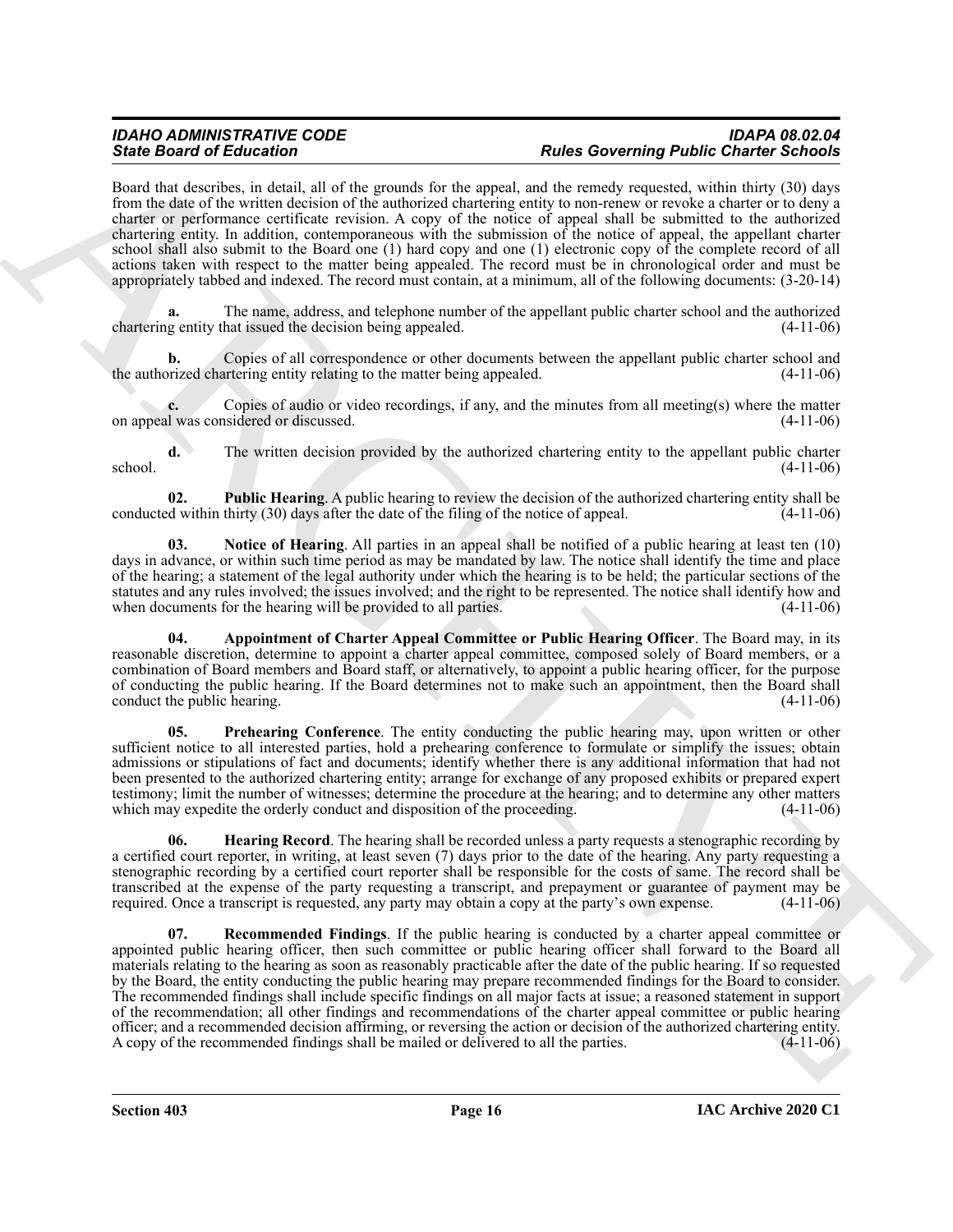Board that describes, in detail, all of the grounds for the appeal, and the remedy requested, within thirty (30) days from the date of the written decision of the authorized chartering entity to non-renew or revoke a charter or to deny a charter or performance certificate revision. A copy of the notice of appeal shall be submitted to the authorized chartering entity. In addition, contemporaneous with the submission of the notice of appeal, the appellant charter school shall also submit to the Board one (1) hard copy and one (1) electronic copy of the complete record of all actions taken with respect to the matter being appealed. The record must be in chronological order and must be appropriately tabbed and indexed. The record must contain, at a minimum, all of the following documents: (3-20-14)

**a.** The name, address, and telephone number of the appellant public charter school and the authorized chartering entity that issued the decision being appealed. (4-11-06)

**b.** Copies of all correspondence or other documents between the appellant public charter school and the authorized chartering entity relating to the matter being appealed. (4-11-06)

**c.** Copies of audio or video recordings, if any, and the minutes from all meeting(s) where the matter on appeal was considered or discussed. (4-11-06)

**d.** The written decision provided by the authorized chartering entity to the appellant public charter school. (4-11-06)

**02. Public Hearing**. A public hearing to review the decision of the authorized chartering entity shall be conducted within thirty (30) days after the date of the filing of the notice of appeal. (4-11-06)

**03. Notice of Hearing**. All parties in an appeal shall be notified of a public hearing at least ten (10) days in advance, or within such time period as may be mandated by law. The notice shall identify the time and place of the hearing; a statement of the legal authority under which the hearing is to be held; the particular sections of the statutes and any rules involved; the issues involved; and the right to be represented. The notice shall identify how and when documents for the hearing will be provided to all parties. (4-11-06)

**04. Appointment of Charter Appeal Committee or Public Hearing Officer**. The Board may, in its reasonable discretion, determine to appoint a charter appeal committee, composed solely of Board members, or a combination of Board members and Board staff, or alternatively, to appoint a public hearing officer, for the purpose of conducting the public hearing. If the Board determines not to make such an appointment, then the Board shall conduct the public hearing. (4-11-06)

**05. Prehearing Conference**. The entity conducting the public hearing may, upon written or other sufficient notice to all interested parties, hold a prehearing conference to formulate or simplify the issues; obtain admissions or stipulations of fact and documents; identify whether there is any additional information that had not been presented to the authorized chartering entity; arrange for exchange of any proposed exhibits or prepared expert testimony; limit the number of witnesses; determine the procedure at the hearing; and to determine any other matters which may expedite the orderly conduct and disposition of the proceeding. (4-11-06)

**06. Hearing Record**. The hearing shall be recorded unless a party requests a stenographic recording by a certified court reporter, in writing, at least seven (7) days prior to the date of the hearing. Any party requesting a stenographic recording by a certified court reporter shall be responsible for the costs of same. The record shall be transcribed at the expense of the party requesting a transcript, and prepayment or guarantee of payment may be required. Once a transcript is requested, any party may obtain a copy at the party's own expense. (4-11-06)

**07. Recommended Findings**. If the public hearing is conducted by a charter appeal committee or appointed public hearing officer, then such committee or public hearing officer shall forward to the Board all materials relating to the hearing as soon as reasonably practicable after the date of the public hearing. If so requested by the Board, the entity conducting the public hearing may prepare recommended findings for the Board to consider. The recommended findings shall include specific findings on all major facts at issue; a reasoned statement in support of the recommendation; all other findings and recommendations of the charter appeal committee or public hearing officer; and a recommended decision affirming, or reversing the action or decision of the authorized chartering entity. A copy of the recommended findings shall be mailed or delivered to all the parties. (4-11-06)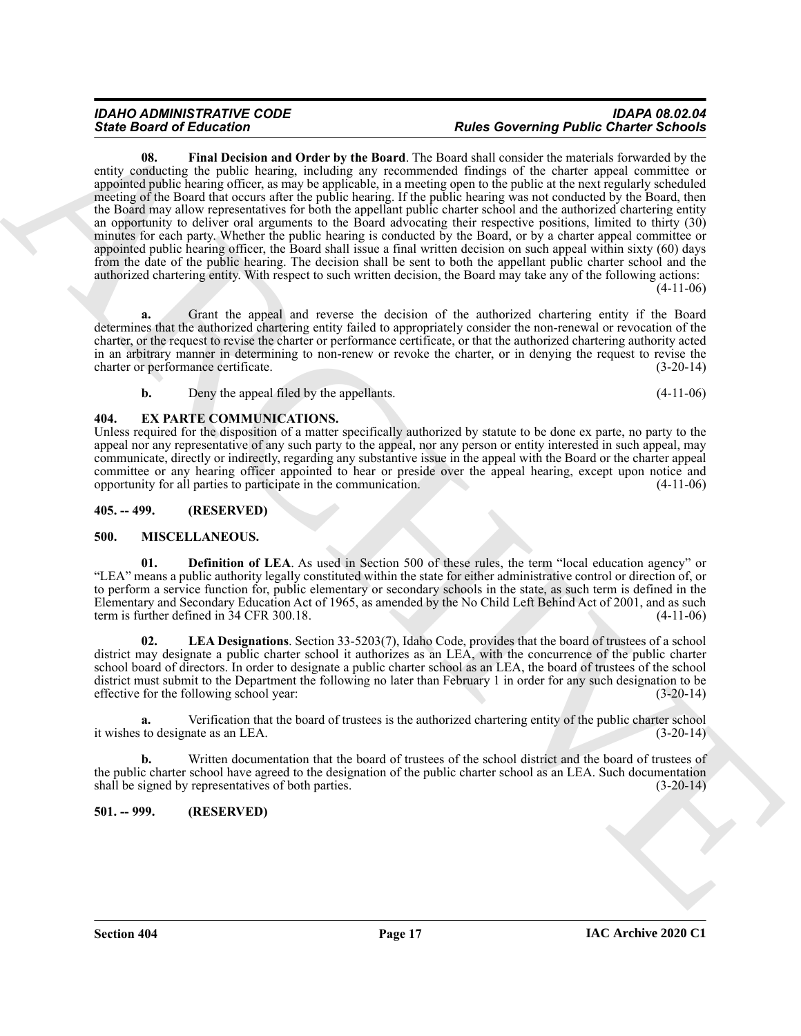**08. Final Decision and Order by the Board**. The Board shall consider the materials forwarded by the entity conducting the public hearing, including any recommended findings of the charter appeal committee or appointed public hearing officer, as may be applicable, in a meeting open to the public at the next regularly scheduled meeting of the Board that occurs after the public hearing. If the public hearing was not conducted by the Board, then the Board may allow representatives for both the appellant public charter school and the authorized chartering entity an opportunity to deliver oral arguments to the Board advocating their respective positions, limited to thirty (30) minutes for each party. Whether the public hearing is conducted by the Board, or by a charter appeal committee or appointed public hearing officer, the Board shall issue a final written decision on such appeal within sixty (60) days from the date of the public hearing. The decision shall be sent to both the appellant public charter school and the authorized chartering entity. With respect to such written decision, the Board may take any of the following actions: (4-11-06)

**a.** Grant the appeal and reverse the decision of the authorized chartering entity if the Board determines that the authorized chartering entity failed to appropriately consider the non-renewal or revocation of the charter, or the request to revise the charter or performance certificate, or that the authorized chartering authority acted in an arbitrary manner in determining to non-renew or revoke the charter, or in denying the request to revise the charter or performance certificate. (3-20-14)

**b.** Deny the appeal filed by the appellants. (4-11-06)

## 404. EX PARTE COMMUNICATIONS.

Unless required for the disposition of a matter specifically authorized by statute to be done ex parte, no party to the appeal nor any representative of any such party to the appeal, nor any person or entity interested in such appeal, may communicate, directly or indirectly, regarding any substantive issue in the appeal with the Board or the charter appeal committee or any hearing officer appointed to hear or preside over the appeal hearing, except upon notice and opportunity for all parties to participate in the communication. (4-11-06)

## 405. -- 499. (RESERVED)

## 500. MISCELLANEOUS.

**01. Definition of LEA**. As used in Section 500 of these rules, the term "local education agency" or "LEA" means a public authority legally constituted within the state for either administrative control or direction of, or to perform a service function for, public elementary or secondary schools in the state, as such term is defined in the Elementary and Secondary Education Act of 1965, as amended by the No Child Left Behind Act of 2001, and as such term is further defined in 34 CFR 300.18. (4-11-06)

**02. LEA Designations**. Section 33-5203(7), Idaho Code, provides that the board of trustees of a school district may designate a public charter school it authorizes as an LEA, with the concurrence of the public charter school board of directors. In order to designate a public charter school as an LEA, the board of trustees of the school district must submit to the Department the following no later than February 1 in order for any such designation to be effective for the following school year: (3-20-14)

**a.** Verification that the board of trustees is the authorized chartering entity of the public charter school it wishes to designate as an LEA. (3-20-14)

**b.** Written documentation that the board of trustees of the school district and the board of trustees of the public charter school have agreed to the designation of the public charter school as an LEA. Such documentation shall be signed by representatives of both parties. (3-20-14)

## 501. -- 999. (RESERVED)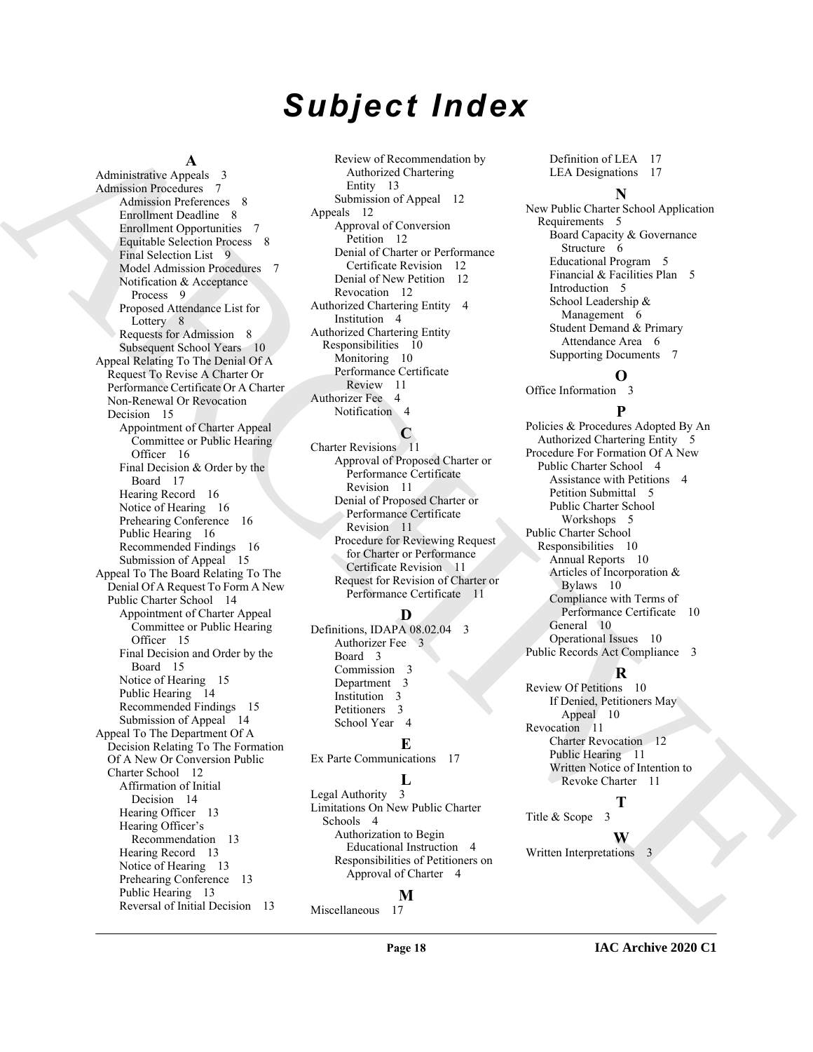# Subject Index

**A**

Administrative Appeals 3
Admission Procedures 7
- Admission Preferences 8
- Enrollment Deadline 8
- Enrollment Opportunities 7
- Equitable Selection Process 8
- Final Selection List 9
- Model Admission Procedures 7
- Notification & Acceptance Process 9
- Proposed Attendance List for Lottery 8
- Requests for Admission 8
- Subsequent School Years 10

Appeal Relating To The Denial Of A Request To Revise A Charter Or Performance Certificate Or A Charter Non-Renewal Or Revocation Decision 15
- Appointment of Charter Appeal Committee or Public Hearing Officer 16
- Final Decision & Order by the Board 17
- Hearing Record 16
- Notice of Hearing 16
- Prehearing Conference 16
- Public Hearing 16
- Recommended Findings 16
- Submission of Appeal 15

Appeal To The Board Relating To The Denial Of A Request To Form A New Public Charter School 14
- Appointment of Charter Appeal Committee or Public Hearing Officer 15
- Final Decision and Order by the Board 15
- Notice of Hearing 15
- Public Hearing 14
- Recommended Findings 15
- Submission of Appeal 14

Appeal To The Department Of A Decision Relating To The Formation Of A New Or Conversion Public Charter School 12
- Affirmation of Initial Decision 14
- Hearing Officer 13
- Hearing Officer's Recommendation 13
- Hearing Record 13
- Notice of Hearing 13
- Prehearing Conference 13
- Public Hearing 13
- Reversal of Initial Decision 13
- Review of Recommendation by Authorized Chartering Entity 13
- Submission of Appeal 12

Appeals 12
- Approval of Conversion Petition 12
- Denial of Charter or Performance Certificate Revision 12
- Denial of New Petition 12
- Revocation 12

Authorized Chartering Entity 4
- Institution 4

Authorized Chartering Entity Responsibilities 10
- Monitoring 10
- Performance Certificate Review 11

Authorizer Fee 4
- Notification 4

**C**

Charter Revisions 11
- Approval of Proposed Charter or Performance Certificate Revision 11
- Denial of Proposed Charter or Performance Certificate Revision 11
- Procedure for Reviewing Request for Charter or Performance Certificate Revision 11
- Request for Revision of Charter or Performance Certificate 11

**D**

Definitions, IDAPA 08.02.04 3
- Authorizer Fee 3
- Board 3
- Commission 3
- Department 3
- Institution 3
- Petitioners 3
- School Year 4

**E**

Ex Parte Communications 17

**L**

Legal Authority 3
Limitations On New Public Charter Schools 4
- Authorization to Begin Educational Instruction 4
- Responsibilities of Petitioners on Approval of Charter 4

**M**

Miscellaneous 17
- Definition of LEA 17
- LEA Designations 17

**N**

New Public Charter School Application Requirements 5
- Board Capacity & Governance Structure 6
- Educational Program 5
- Financial & Facilities Plan 5
- Introduction 5
- School Leadership & Management 6
- Student Demand & Primary Attendance Area 6
- Supporting Documents 7

**O**

Office Information 3

**P**

Policies & Procedures Adopted By An Authorized Chartering Entity 5
Procedure For Formation Of A New Public Charter School 4
- Assistance with Petitions 4
- Petition Submittal 5
- Public Charter School Workshops 5

Public Charter School Responsibilities 10
- Annual Reports 10
- Articles of Incorporation & Bylaws 10
- Compliance with Terms of Performance Certificate 10
- General 10
- Operational Issues 10

Public Records Act Compliance 3

**R**

Review Of Petitions 10
- If Denied, Petitioners May Appeal 10

Revocation 11
- Charter Revocation 12
- Public Hearing 11
- Written Notice of Intention to Revoke Charter 11

**T**

Title & Scope 3

**W**

Written Interpretations 3